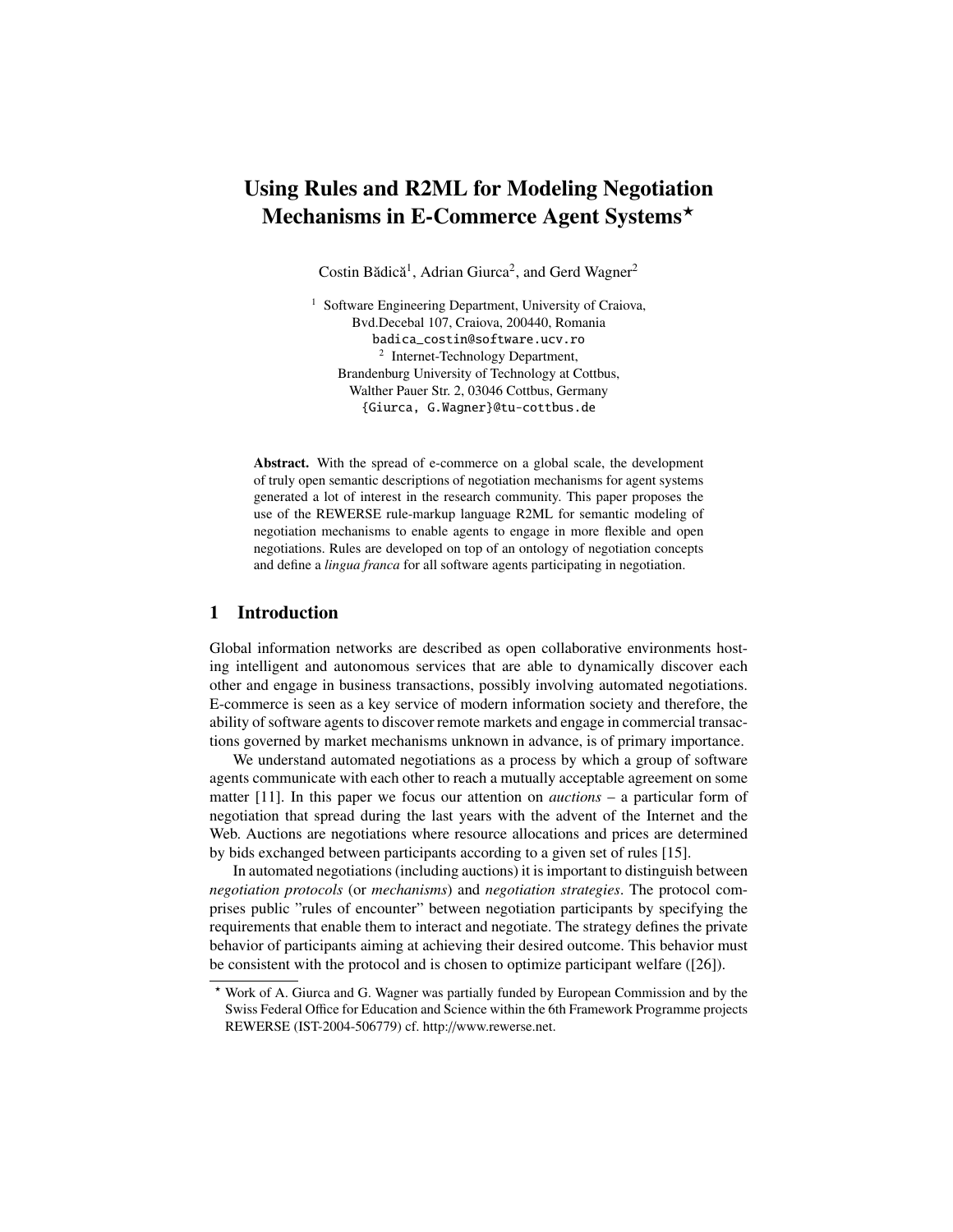# Using Rules and R2ML for Modeling Negotiation Mechanisms in E-Commerce Agent Systems*

Costin Bădică[1], Adrian Giurca[2], and Gerd Wagner[2]

[1] Software Engineering Department, University of Craiova,
Bvd.Decebal 107, Craiova, 200440, Romania
badica_costin@software.ucv.ro

[2] Internet-Technology Department,
Brandenburg University of Technology at Cottbus,
Walther Pauer Str. 2, 03046 Cottbus, Germany
{Giurca, G.Wagner}@tu-cottbus.de

**Abstract.** With the spread of e-commerce on a global scale, the development of truly open semantic descriptions of negotiation mechanisms for agent systems generated a lot of interest in the research community. This paper proposes the use of the REWERSE rule-markup language R2ML for semantic modeling of negotiation mechanisms to enable agents to engage in more flexible and open negotiations. Rules are developed on top of an ontology of negotiation concepts and define a *lingua franca* for all software agents participating in negotiation.

## 1 Introduction

Global information networks are described as open collaborative environments hosting intelligent and autonomous services that are able to dynamically discover each other and engage in business transactions, possibly involving automated negotiations. E-commerce is seen as a key service of modern information society and therefore, the ability of software agents to discover remote markets and engage in commercial transactions governed by market mechanisms unknown in advance, is of primary importance.

We understand automated negotiations as a process by which a group of software agents communicate with each other to reach a mutually acceptable agreement on some matter [11]. In this paper we focus our attention on *auctions* – a particular form of negotiation that spread during the last years with the advent of the Internet and the Web. Auctions are negotiations where resource allocations and prices are determined by bids exchanged between participants according to a given set of rules [15].

In automated negotiations (including auctions) it is important to distinguish between *negotiation protocols* (or *mechanisms*) and *negotiation strategies*. The protocol comprises public "rules of encounter" between negotiation participants by specifying the requirements that enable them to interact and negotiate. The strategy defines the private behavior of participants aiming at achieving their desired outcome. This behavior must be consistent with the protocol and is chosen to optimize participant welfare ([26]).

* Work of A. Giurca and G. Wagner was partially funded by European Commission and by the Swiss Federal Office for Education and Science within the 6th Framework Programme projects REWERSE (IST-2004-506779) cf. http://www.rewerse.net.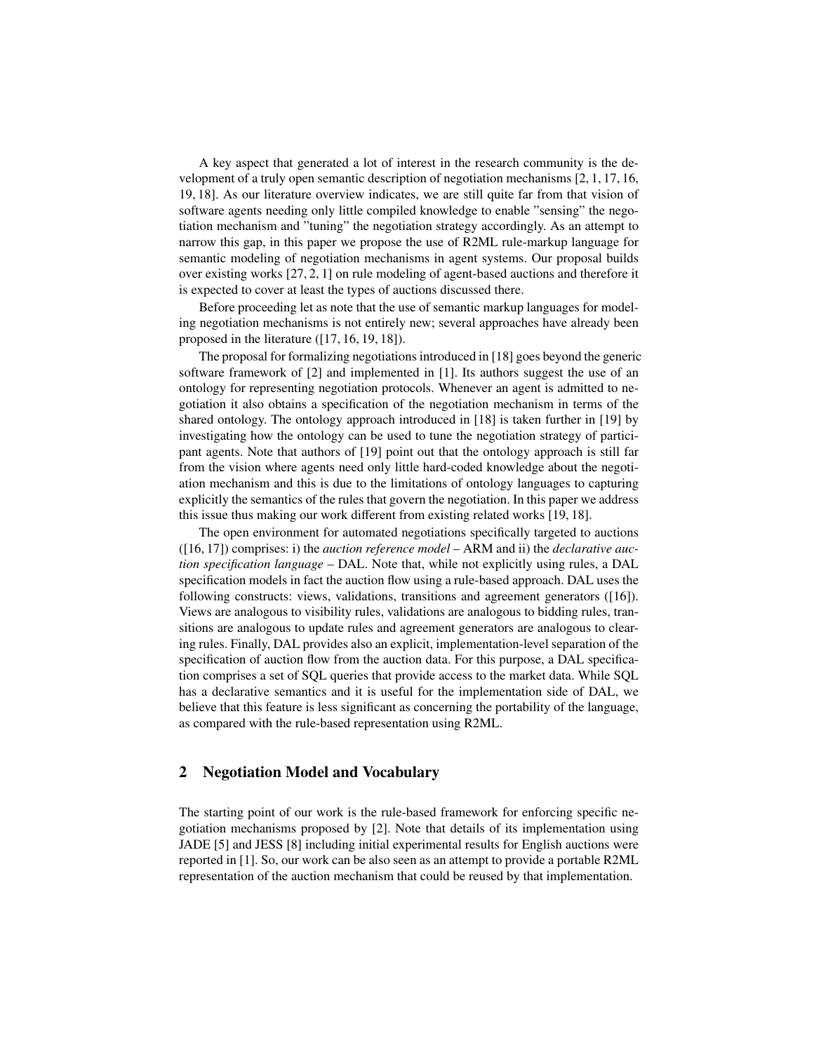A key aspect that generated a lot of interest in the research community is the development of a truly open semantic description of negotiation mechanisms [2, 1, 17, 16, 19, 18]. As our literature overview indicates, we are still quite far from that vision of software agents needing only little compiled knowledge to enable "sensing" the negotiation mechanism and "tuning" the negotiation strategy accordingly. As an attempt to narrow this gap, in this paper we propose the use of R2ML rule-markup language for semantic modeling of negotiation mechanisms in agent systems. Our proposal builds over existing works [27, 2, 1] on rule modeling of agent-based auctions and therefore it is expected to cover at least the types of auctions discussed there.

Before proceeding let as note that the use of semantic markup languages for modeling negotiation mechanisms is not entirely new; several approaches have already been proposed in the literature ([17, 16, 19, 18]).

The proposal for formalizing negotiations introduced in [18] goes beyond the generic software framework of [2] and implemented in [1]. Its authors suggest the use of an ontology for representing negotiation protocols. Whenever an agent is admitted to negotiation it also obtains a specification of the negotiation mechanism in terms of the shared ontology. The ontology approach introduced in [18] is taken further in [19] by investigating how the ontology can be used to tune the negotiation strategy of participant agents. Note that authors of [19] point out that the ontology approach is still far from the vision where agents need only little hard-coded knowledge about the negotiation mechanism and this is due to the limitations of ontology languages to capturing explicitly the semantics of the rules that govern the negotiation. In this paper we address this issue thus making our work different from existing related works [19, 18].

The open environment for automated negotiations specifically targeted to auctions ([16, 17]) comprises: i) the *auction reference model* – ARM and ii) the *declarative auction specification language* – DAL. Note that, while not explicitly using rules, a DAL specification models in fact the auction flow using a rule-based approach. DAL uses the following constructs: views, validations, transitions and agreement generators ([16]). Views are analogous to visibility rules, validations are analogous to bidding rules, transitions are analogous to update rules and agreement generators are analogous to clearing rules. Finally, DAL provides also an explicit, implementation-level separation of the specification of auction flow from the auction data. For this purpose, a DAL specification comprises a set of SQL queries that provide access to the market data. While SQL has a declarative semantics and it is useful for the implementation side of DAL, we believe that this feature is less significant as concerning the portability of the language, as compared with the rule-based representation using R2ML.

## 2 Negotiation Model and Vocabulary

The starting point of our work is the rule-based framework for enforcing specific negotiation mechanisms proposed by [2]. Note that details of its implementation using JADE [5] and JESS [8] including initial experimental results for English auctions were reported in [1]. So, our work can be also seen as an attempt to provide a portable R2ML representation of the auction mechanism that could be reused by that implementation.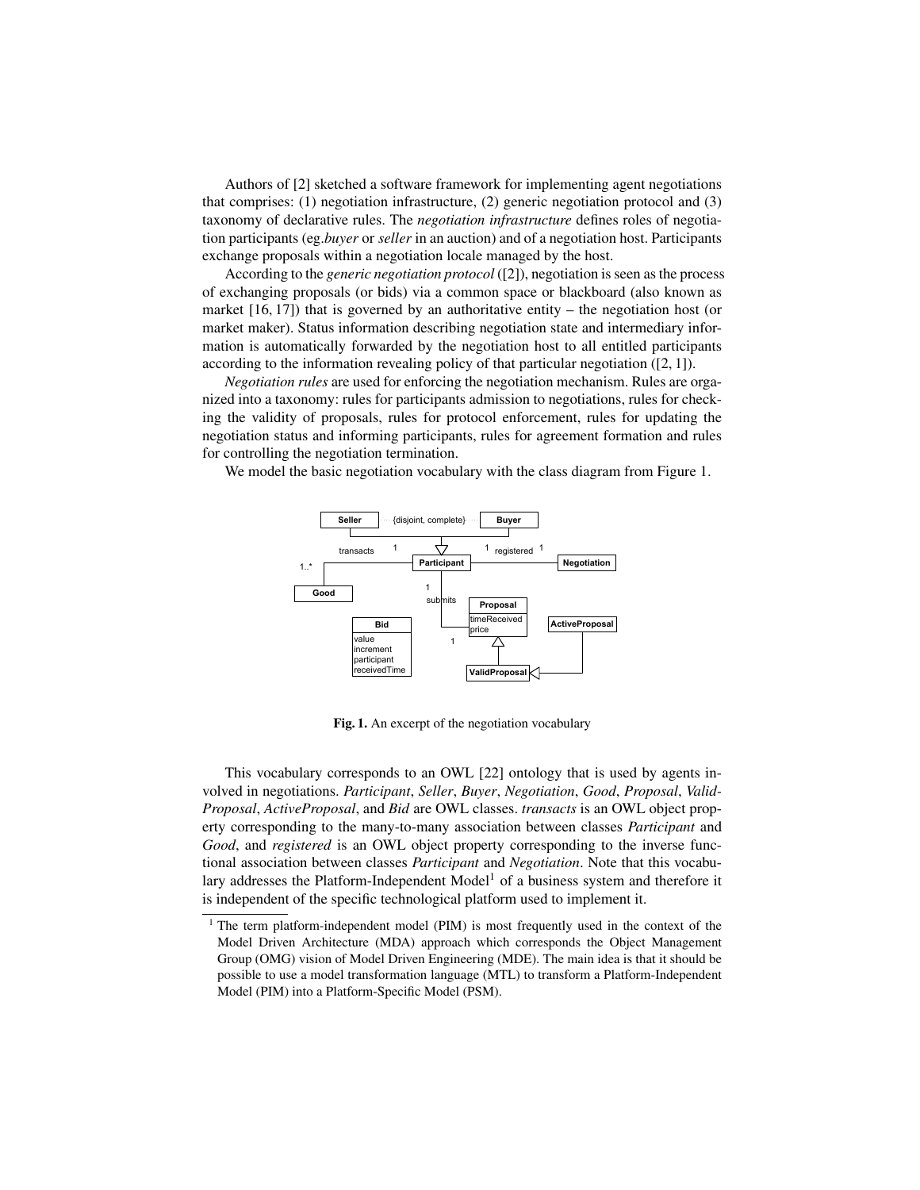Authors of [2] sketched a software framework for implementing agent negotiations that comprises: (1) negotiation infrastructure, (2) generic negotiation protocol and (3) taxonomy of declarative rules. The *negotiation infrastructure* defines roles of negotiation participants (eg.*buyer* or *seller* in an auction) and of a negotiation host. Participants exchange proposals within a negotiation locale managed by the host.

According to the *generic negotiation protocol* ([2]), negotiation is seen as the process of exchanging proposals (or bids) via a common space or blackboard (also known as market [16, 17]) that is governed by an authoritative entity – the negotiation host (or market maker). Status information describing negotiation state and intermediary information is automatically forwarded by the negotiation host to all entitled participants according to the information revealing policy of that particular negotiation ([2, 1]).

*Negotiation rules* are used for enforcing the negotiation mechanism. Rules are organized into a taxonomy: rules for participants admission to negotiations, rules for checking the validity of proposals, rules for protocol enforcement, rules for updating the negotiation status and informing participants, rules for agreement formation and rules for controlling the negotiation termination.

We model the basic negotiation vocabulary with the class diagram from Figure 1.

**Fig. 1.** An excerpt of the negotiation vocabulary

This vocabulary corresponds to an OWL [22] ontology that is used by agents involved in negotiations. *Participant*, *Seller*, *Buyer*, *Negotiation*, *Good*, *Proposal*, *ValidProposal*, *ActiveProposal*, and *Bid* are OWL classes. *transacts* is an OWL object property corresponding to the many-to-many association between classes *Participant* and *Good*, and *registered* is an OWL object property corresponding to the inverse functional association between classes *Participant* and *Negotiation*. Note that this vocabulary addresses the Platform-Independent Model[1] of a business system and therefore it is independent of the specific technological platform used to implement it.

[1] The term platform-independent model (PIM) is most frequently used in the context of the Model Driven Architecture (MDA) approach which corresponds the Object Management Group (OMG) vision of Model Driven Engineering (MDE). The main idea is that it should be possible to use a model transformation language (MTL) to transform a Platform-Independent Model (PIM) into a Platform-Specific Model (PSM).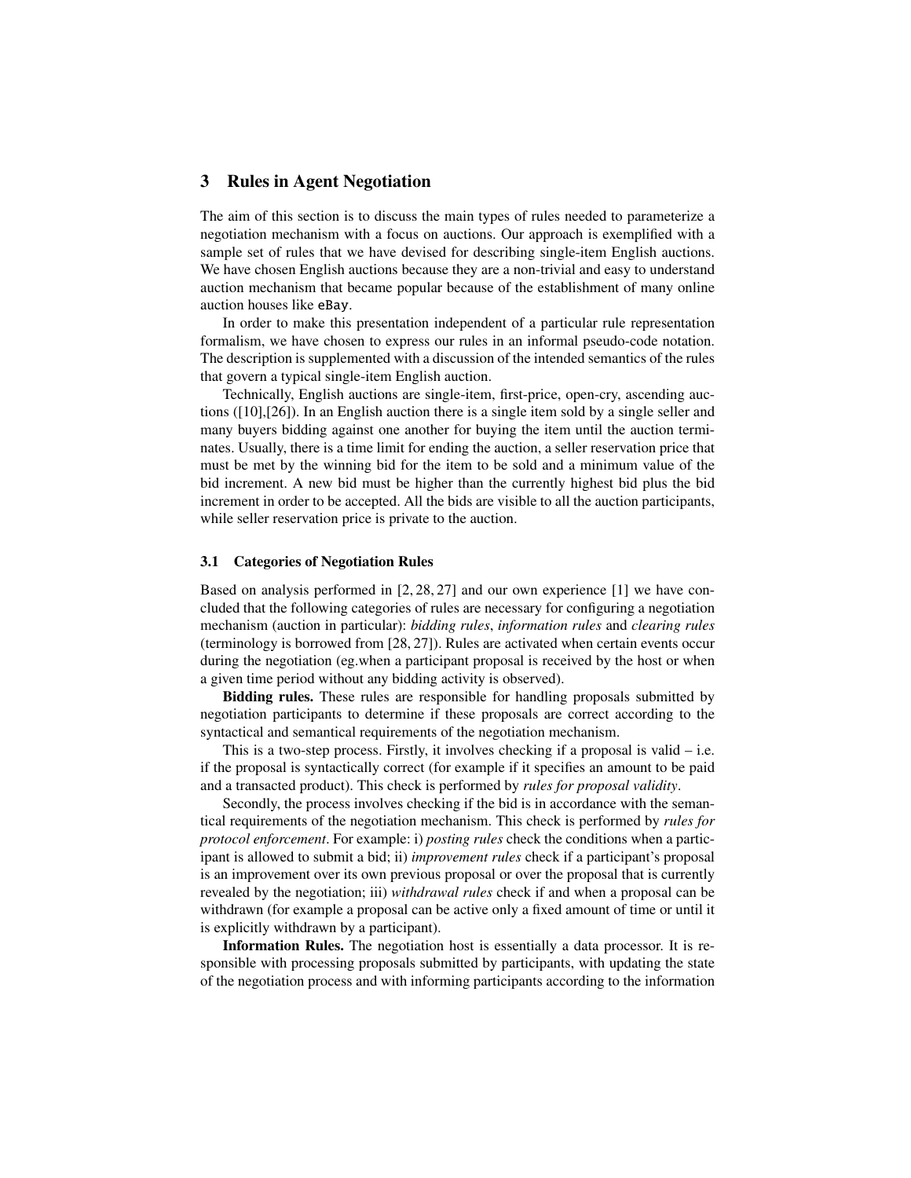## 3 Rules in Agent Negotiation

The aim of this section is to discuss the main types of rules needed to parameterize a negotiation mechanism with a focus on auctions. Our approach is exemplified with a sample set of rules that we have devised for describing single-item English auctions. We have chosen English auctions because they are a non-trivial and easy to understand auction mechanism that became popular because of the establishment of many online auction houses like `eBay`.

In order to make this presentation independent of a particular rule representation formalism, we have chosen to express our rules in an informal pseudo-code notation. The description is supplemented with a discussion of the intended semantics of the rules that govern a typical single-item English auction.

Technically, English auctions are single-item, first-price, open-cry, ascending auctions ([10],[26]). In an English auction there is a single item sold by a single seller and many buyers bidding against one another for buying the item until the auction terminates. Usually, there is a time limit for ending the auction, a seller reservation price that must be met by the winning bid for the item to be sold and a minimum value of the bid increment. A new bid must be higher than the currently highest bid plus the bid increment in order to be accepted. All the bids are visible to all the auction participants, while seller reservation price is private to the auction.

### 3.1 Categories of Negotiation Rules

Based on analysis performed in [2, 28, 27] and our own experience [1] we have concluded that the following categories of rules are necessary for configuring a negotiation mechanism (auction in particular): *bidding rules*, *information rules* and *clearing rules* (terminology is borrowed from [28, 27]). Rules are activated when certain events occur during the negotiation (eg.when a participant proposal is received by the host or when a given time period without any bidding activity is observed).

**Bidding rules.** These rules are responsible for handling proposals submitted by negotiation participants to determine if these proposals are correct according to the syntactical and semantical requirements of the negotiation mechanism.

This is a two-step process. Firstly, it involves checking if a proposal is valid – i.e. if the proposal is syntactically correct (for example if it specifies an amount to be paid and a transacted product). This check is performed by *rules for proposal validity*.

Secondly, the process involves checking if the bid is in accordance with the semantical requirements of the negotiation mechanism. This check is performed by *rules for protocol enforcement*. For example: i) *posting rules* check the conditions when a participant is allowed to submit a bid; ii) *improvement rules* check if a participant's proposal is an improvement over its own previous proposal or over the proposal that is currently revealed by the negotiation; iii) *withdrawal rules* check if and when a proposal can be withdrawn (for example a proposal can be active only a fixed amount of time or until it is explicitly withdrawn by a participant).

**Information Rules.** The negotiation host is essentially a data processor. It is responsible with processing proposals submitted by participants, with updating the state of the negotiation process and with informing participants according to the information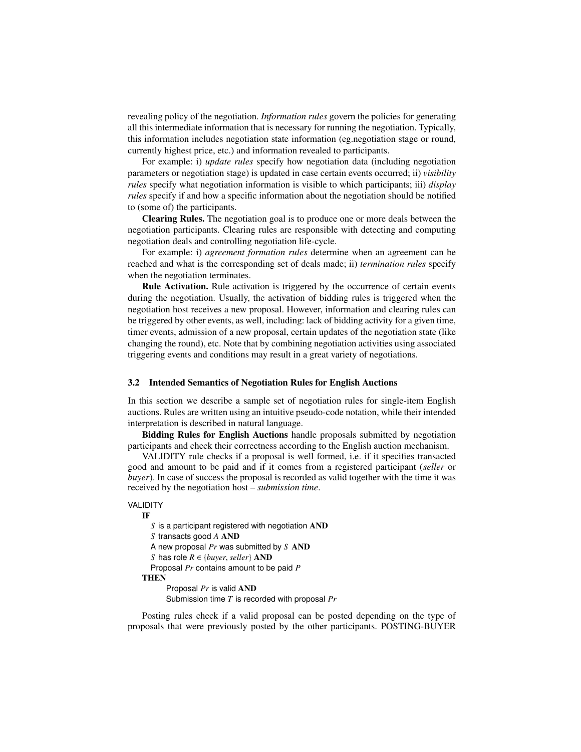revealing policy of the negotiation. *Information rules* govern the policies for generating all this intermediate information that is necessary for running the negotiation. Typically, this information includes negotiation state information (eg.negotiation stage or round, currently highest price, etc.) and information revealed to participants.

For example: i) *update rules* specify how negotiation data (including negotiation parameters or negotiation stage) is updated in case certain events occurred; ii) *visibility rules* specify what negotiation information is visible to which participants; iii) *display rules* specify if and how a specific information about the negotiation should be notified to (some of) the participants.

**Clearing Rules.** The negotiation goal is to produce one or more deals between the negotiation participants. Clearing rules are responsible with detecting and computing negotiation deals and controlling negotiation life-cycle.

For example: i) *agreement formation rules* determine when an agreement can be reached and what is the corresponding set of deals made; ii) *termination rules* specify when the negotiation terminates.

**Rule Activation.** Rule activation is triggered by the occurrence of certain events during the negotiation. Usually, the activation of bidding rules is triggered when the negotiation host receives a new proposal. However, information and clearing rules can be triggered by other events, as well, including: lack of bidding activity for a given time, timer events, admission of a new proposal, certain updates of the negotiation state (like changing the round), etc. Note that by combining negotiation activities using associated triggering events and conditions may result in a great variety of negotiations.

### 3.2 Intended Semantics of Negotiation Rules for English Auctions

In this section we describe a sample set of negotiation rules for single-item English auctions. Rules are written using an intuitive pseudo-code notation, while their intended interpretation is described in natural language.

**Bidding Rules for English Auctions** handle proposals submitted by negotiation participants and check their correctness according to the English auction mechanism.

VALIDITY rule checks if a proposal is well formed, i.e. if it specifies transacted good and amount to be paid and if it comes from a registered participant (*seller* or *buyer*). In case of success the proposal is recorded as valid together with the time it was received by the negotiation host – *submission time*.

VALIDITY
&nbsp;&nbsp;**IF**
&nbsp;&nbsp;&nbsp;&nbsp;$S$ is a participant registered with negotiation **AND**
&nbsp;&nbsp;&nbsp;&nbsp;$S$ transacts good $A$ **AND**
&nbsp;&nbsp;&nbsp;&nbsp;A new proposal $Pr$ was submitted by $S$ **AND**
&nbsp;&nbsp;&nbsp;&nbsp;$S$ has role $R \in \{buyer, seller\}$ **AND**
&nbsp;&nbsp;&nbsp;&nbsp;Proposal $Pr$ contains amount to be paid $P$
&nbsp;&nbsp;**THEN**
&nbsp;&nbsp;&nbsp;&nbsp;&nbsp;&nbsp;Proposal $Pr$ is valid **AND**
&nbsp;&nbsp;&nbsp;&nbsp;&nbsp;&nbsp;Submission time $T$ is recorded with proposal $Pr$

Posting rules check if a valid proposal can be posted depending on the type of proposals that were previously posted by the other participants. POSTING-BUYER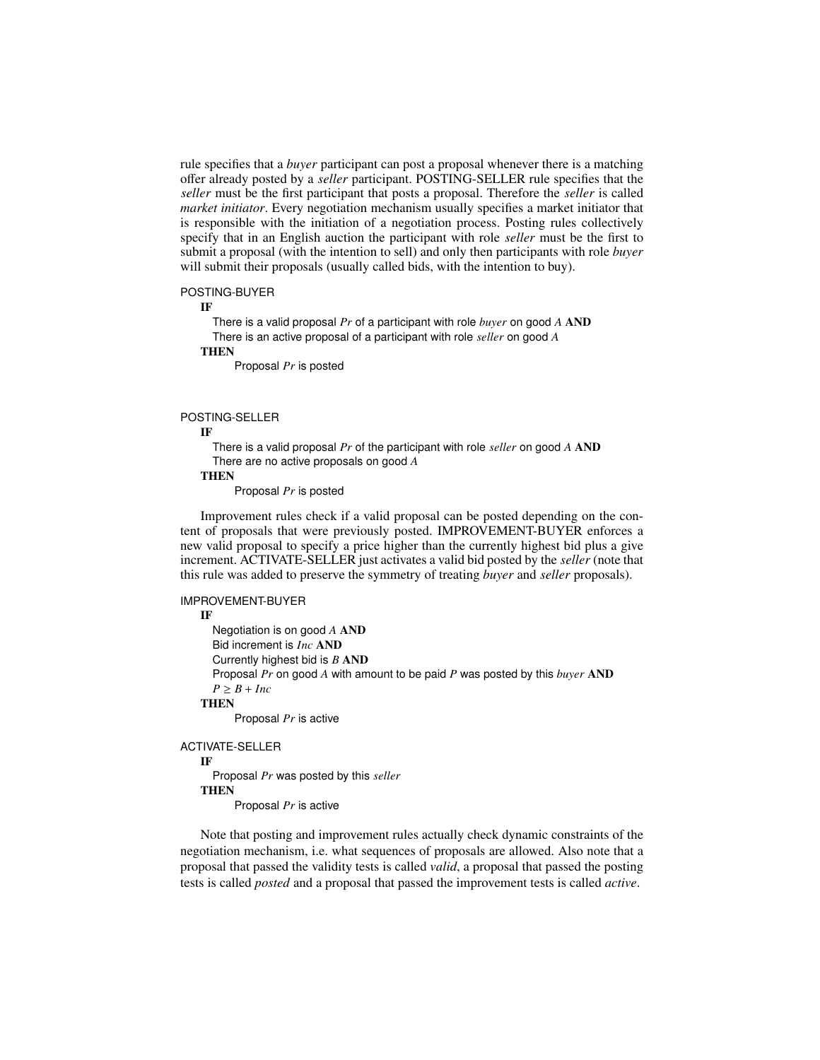rule specifies that a *buyer* participant can post a proposal whenever there is a matching offer already posted by a *seller* participant. POSTING-SELLER rule specifies that the *seller* must be the first participant that posts a proposal. Therefore the *seller* is called *market initiator*. Every negotiation mechanism usually specifies a market initiator that is responsible with the initiation of a negotiation process. Posting rules collectively specify that in an English auction the participant with role *seller* must be the first to submit a proposal (with the intention to sell) and only then participants with role *buyer* will submit their proposals (usually called bids, with the intention to buy).

POSTING-BUYER

**IF**

There is a valid proposal *Pr* of a participant with role *buyer* on good *A* **AND**
There is an active proposal of a participant with role *seller* on good *A*

**THEN**

Proposal *Pr* is posted

POSTING-SELLER

**IF**

There is a valid proposal *Pr* of the participant with role *seller* on good *A* **AND**
There are no active proposals on good *A*

**THEN**

Proposal *Pr* is posted

Improvement rules check if a valid proposal can be posted depending on the content of proposals that were previously posted. IMPROVEMENT-BUYER enforces a new valid proposal to specify a price higher than the currently highest bid plus a give increment. ACTIVATE-SELLER just activates a valid bid posted by the *seller* (note that this rule was added to preserve the symmetry of treating *buyer* and *seller* proposals).

IMPROVEMENT-BUYER

**IF**

Negotiation is on good *A* **AND**
Bid increment is *Inc* **AND**
Currently highest bid is *B* **AND**
Proposal *Pr* on good *A* with amount to be paid *P* was posted by this *buyer* **AND**
$P \geq B + Inc$

**THEN**

Proposal *Pr* is active

ACTIVATE-SELLER

**IF**

Proposal *Pr* was posted by this *seller*

**THEN**

Proposal *Pr* is active

Note that posting and improvement rules actually check dynamic constraints of the negotiation mechanism, i.e. what sequences of proposals are allowed. Also note that a proposal that passed the validity tests is called *valid*, a proposal that passed the posting tests is called *posted* and a proposal that passed the improvement tests is called *active*.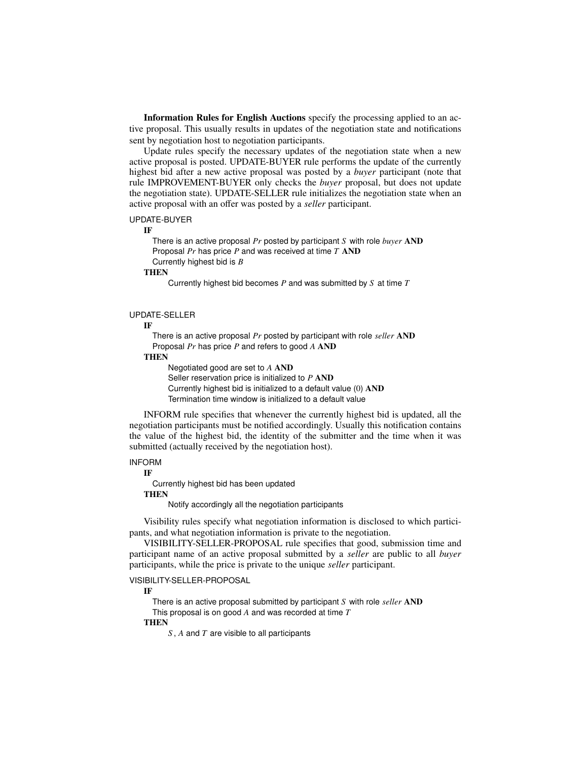**Information Rules for English Auctions** specify the processing applied to an active proposal. This usually results in updates of the negotiation state and notifications sent by negotiation host to negotiation participants.

Update rules specify the necessary updates of the negotiation state when a new active proposal is posted. UPDATE-BUYER rule performs the update of the currently highest bid after a new active proposal was posted by a *buyer* participant (note that rule IMPROVEMENT-BUYER only checks the *buyer* proposal, but does not update the negotiation state). UPDATE-SELLER rule initializes the negotiation state when an active proposal with an offer was posted by a *seller* participant.

UPDATE-BUYER

**IF**

There is an active proposal *Pr* posted by participant *S* with role *buyer* **AND**
Proposal *Pr* has price *P* and was received at time *T* **AND**
Currently highest bid is *B*

**THEN**

Currently highest bid becomes *P* and was submitted by *S* at time *T*

UPDATE-SELLER

**IF**

There is an active proposal *Pr* posted by participant with role *seller* **AND**
Proposal *Pr* has price *P* and refers to good *A* **AND**

**THEN**

Negotiated good are set to *A* **AND**
Seller reservation price is initialized to *P* **AND**
Currently highest bid is initialized to a default value (0) **AND**
Termination time window is initialized to a default value

INFORM rule specifies that whenever the currently highest bid is updated, all the negotiation participants must be notified accordingly. Usually this notification contains the value of the highest bid, the identity of the submitter and the time when it was submitted (actually received by the negotiation host).

INFORM

**IF**

Currently highest bid has been updated

**THEN**

Notify accordingly all the negotiation participants

Visibility rules specify what negotiation information is disclosed to which participants, and what negotiation information is private to the negotiation.

VISIBILITY-SELLER-PROPOSAL rule specifies that good, submission time and participant name of an active proposal submitted by a *seller* are public to all *buyer* participants, while the price is private to the unique *seller* participant.

VISIBILITY-SELLER-PROPOSAL

**IF**

There is an active proposal submitted by participant *S* with role *seller* **AND**
This proposal is on good *A* and was recorded at time *T*

**THEN**

*S*, *A* and *T* are visible to all participants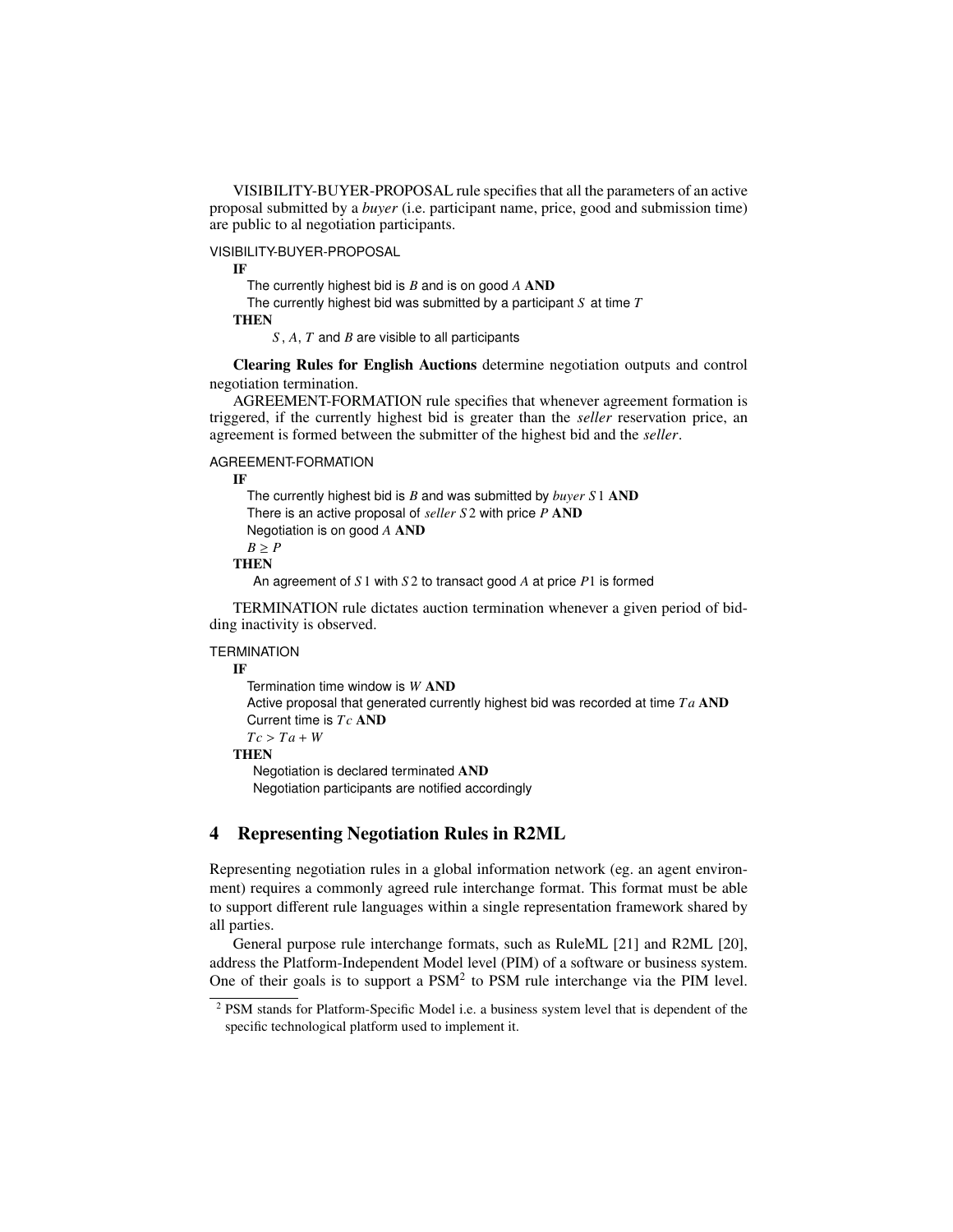VISIBILITY-BUYER-PROPOSAL rule specifies that all the parameters of an active proposal submitted by a *buyer* (i.e. participant name, price, good and submission time) are public to al negotiation participants.

VISIBILITY-BUYER-PROPOSAL

**IF**

The currently highest bid is $B$ and is on good $A$ **AND**

The currently highest bid was submitted by a participant $S$ at time $T$

**THEN**

$S$, $A$, $T$ and $B$ are visible to all participants

**Clearing Rules for English Auctions** determine negotiation outputs and control negotiation termination.

AGREEMENT-FORMATION rule specifies that whenever agreement formation is triggered, if the currently highest bid is greater than the *seller* reservation price, an agreement is formed between the submitter of the highest bid and the *seller*.

AGREEMENT-FORMATION

**IF**

The currently highest bid is $B$ and was submitted by *buyer* $S1$ **AND**

There is an active proposal of *seller* $S2$ with price $P$ **AND**

Negotiation is on good $A$ **AND**

$B \geq P$

**THEN**

An agreement of $S1$ with $S2$ to transact good $A$ at price $P1$ is formed

TERMINATION rule dictates auction termination whenever a given period of bidding inactivity is observed.

TERMINATION

**IF**

Termination time window is $W$ **AND**

Active proposal that generated currently highest bid was recorded at time $Ta$ **AND**

Current time is $Tc$ **AND**

$Tc > Ta + W$

**THEN**

Negotiation is declared terminated **AND**

Negotiation participants are notified accordingly

## 4 Representing Negotiation Rules in R2ML

Representing negotiation rules in a global information network (eg. an agent environment) requires a commonly agreed rule interchange format. This format must be able to support different rule languages within a single representation framework shared by all parties.

General purpose rule interchange formats, such as RuleML [21] and R2ML [20], address the Platform-Independent Model level (PIM) of a software or business system. One of their goals is to support a PSM[2] to PSM rule interchange via the PIM level.

[2] PSM stands for Platform-Specific Model i.e. a business system level that is dependent of the specific technological platform used to implement it.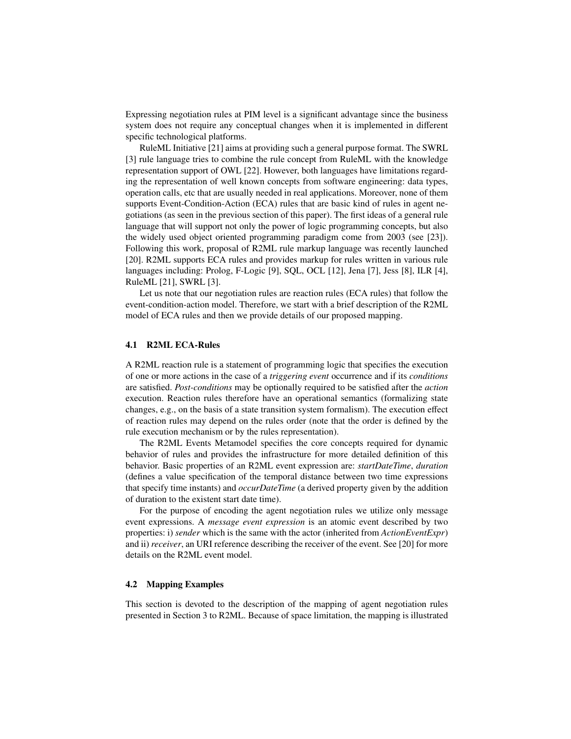Expressing negotiation rules at PIM level is a significant advantage since the business system does not require any conceptual changes when it is implemented in different specific technological platforms.

RuleML Initiative [21] aims at providing such a general purpose format. The SWRL [3] rule language tries to combine the rule concept from RuleML with the knowledge representation support of OWL [22]. However, both languages have limitations regarding the representation of well known concepts from software engineering: data types, operation calls, etc that are usually needed in real applications. Moreover, none of them supports Event-Condition-Action (ECA) rules that are basic kind of rules in agent negotiations (as seen in the previous section of this paper). The first ideas of a general rule language that will support not only the power of logic programming concepts, but also the widely used object oriented programming paradigm come from 2003 (see [23]). Following this work, proposal of R2ML rule markup language was recently launched [20]. R2ML supports ECA rules and provides markup for rules written in various rule languages including: Prolog, F-Logic [9], SQL, OCL [12], Jena [7], Jess [8], ILR [4], RuleML [21], SWRL [3].

Let us note that our negotiation rules are reaction rules (ECA rules) that follow the event-condition-action model. Therefore, we start with a brief description of the R2ML model of ECA rules and then we provide details of our proposed mapping.

### 4.1 R2ML ECA-Rules

A R2ML reaction rule is a statement of programming logic that specifies the execution of one or more actions in the case of a *triggering event* occurrence and if its *conditions* are satisfied. *Post-conditions* may be optionally required to be satisfied after the *action* execution. Reaction rules therefore have an operational semantics (formalizing state changes, e.g., on the basis of a state transition system formalism). The execution effect of reaction rules may depend on the rules order (note that the order is defined by the rule execution mechanism or by the rules representation).

The R2ML Events Metamodel specifies the core concepts required for dynamic behavior of rules and provides the infrastructure for more detailed definition of this behavior. Basic properties of an R2ML event expression are: *startDateTime*, *duration* (defines a value specification of the temporal distance between two time expressions that specify time instants) and *occurDateTime* (a derived property given by the addition of duration to the existent start date time).

For the purpose of encoding the agent negotiation rules we utilize only message event expressions. A *message event expression* is an atomic event described by two properties: i) *sender* which is the same with the actor (inherited from *ActionEventExpr*) and ii) *receiver*, an URI reference describing the receiver of the event. See [20] for more details on the R2ML event model.

### 4.2 Mapping Examples

This section is devoted to the description of the mapping of agent negotiation rules presented in Section 3 to R2ML. Because of space limitation, the mapping is illustrated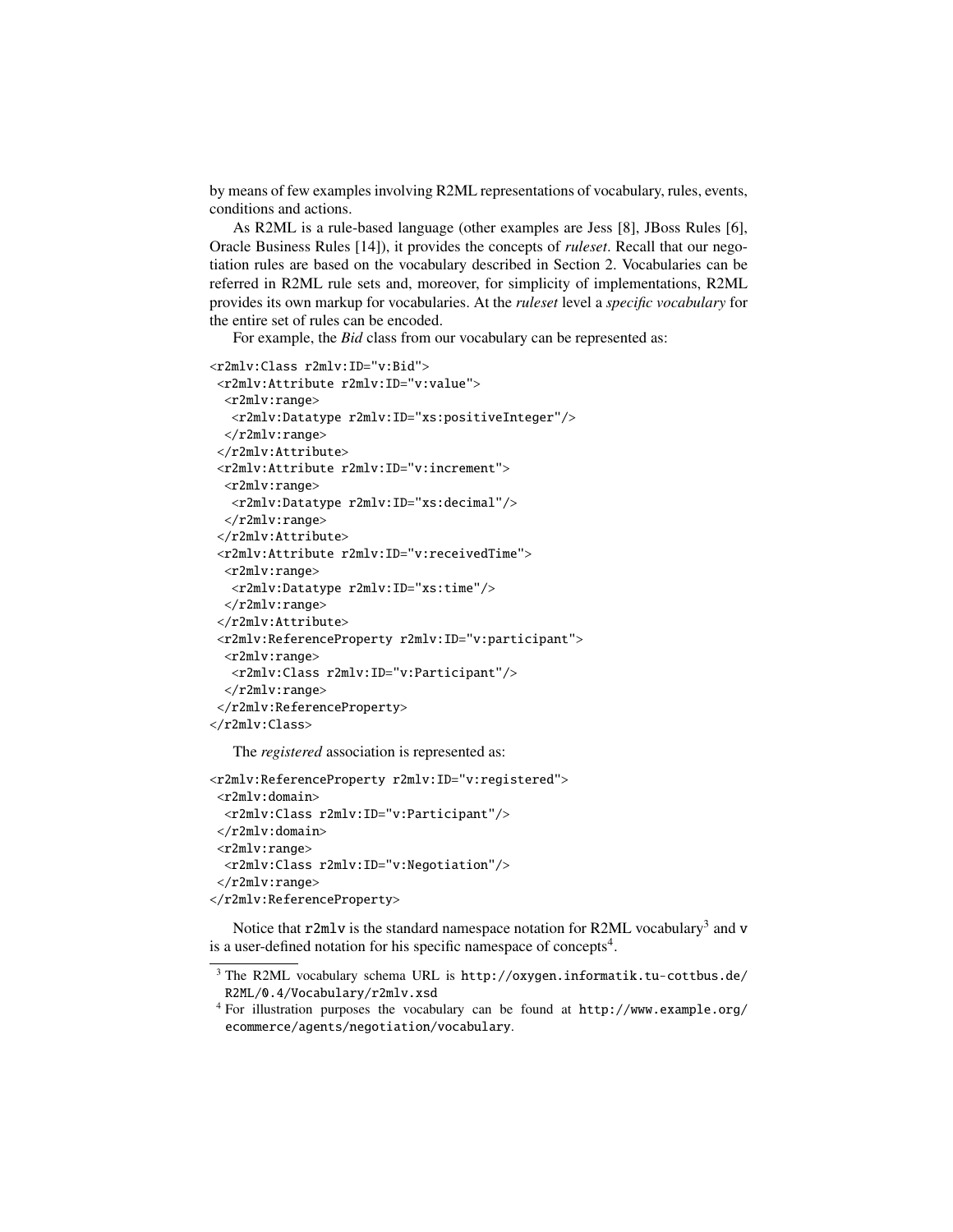by means of few examples involving R2ML representations of vocabulary, rules, events, conditions and actions.

As R2ML is a rule-based language (other examples are Jess [8], JBoss Rules [6], Oracle Business Rules [14]), it provides the concepts of *ruleset*. Recall that our negotiation rules are based on the vocabulary described in Section 2. Vocabularies can be referred in R2ML rule sets and, moreover, for simplicity of implementations, R2ML provides its own markup for vocabularies. At the *ruleset* level a *specific vocabulary* for the entire set of rules can be encoded.

For example, the *Bid* class from our vocabulary can be represented as:

```
<r2mlv:Class r2mlv:ID="v:Bid">
 <r2mlv:Attribute r2mlv:ID="v:value">
  <r2mlv:range>
   <r2mlv:Datatype r2mlv:ID="xs:positiveInteger"/>
  </r2mlv:range>
 </r2mlv:Attribute>
 <r2mlv:Attribute r2mlv:ID="v:increment">
  <r2mlv:range>
   <r2mlv:Datatype r2mlv:ID="xs:decimal"/>
  </r2mlv:range>
 </r2mlv:Attribute>
 <r2mlv:Attribute r2mlv:ID="v:receivedTime">
  <r2mlv:range>
   <r2mlv:Datatype r2mlv:ID="xs:time"/>
  </r2mlv:range>
 </r2mlv:Attribute>
 <r2mlv:ReferenceProperty r2mlv:ID="v:participant">
  <r2mlv:range>
   <r2mlv:Class r2mlv:ID="v:Participant"/>
  </r2mlv:range>
 </r2mlv:ReferenceProperty>
</r2mlv:Class>
```

The *registered* association is represented as:

```
<r2mlv:ReferenceProperty r2mlv:ID="v:registered">
 <r2mlv:domain>
  <r2mlv:Class r2mlv:ID="v:Participant"/>
 </r2mlv:domain>
 <r2mlv:range>
  <r2mlv:Class r2mlv:ID="v:Negotiation"/>
 </r2mlv:range>
</r2mlv:ReferenceProperty>
```

Notice that `r2mlv` is the standard namespace notation for R2ML vocabulary[3] and `v` is a user-defined notation for his specific namespace of concepts[4].

---

[3] The R2ML vocabulary schema URL is `http://oxygen.informatik.tu-cottbus.de/R2ML/0.4/Vocabulary/r2mlv.xsd`

[4] For illustration purposes the vocabulary can be found at `http://www.example.org/ecommerce/agents/negotiation/vocabulary`.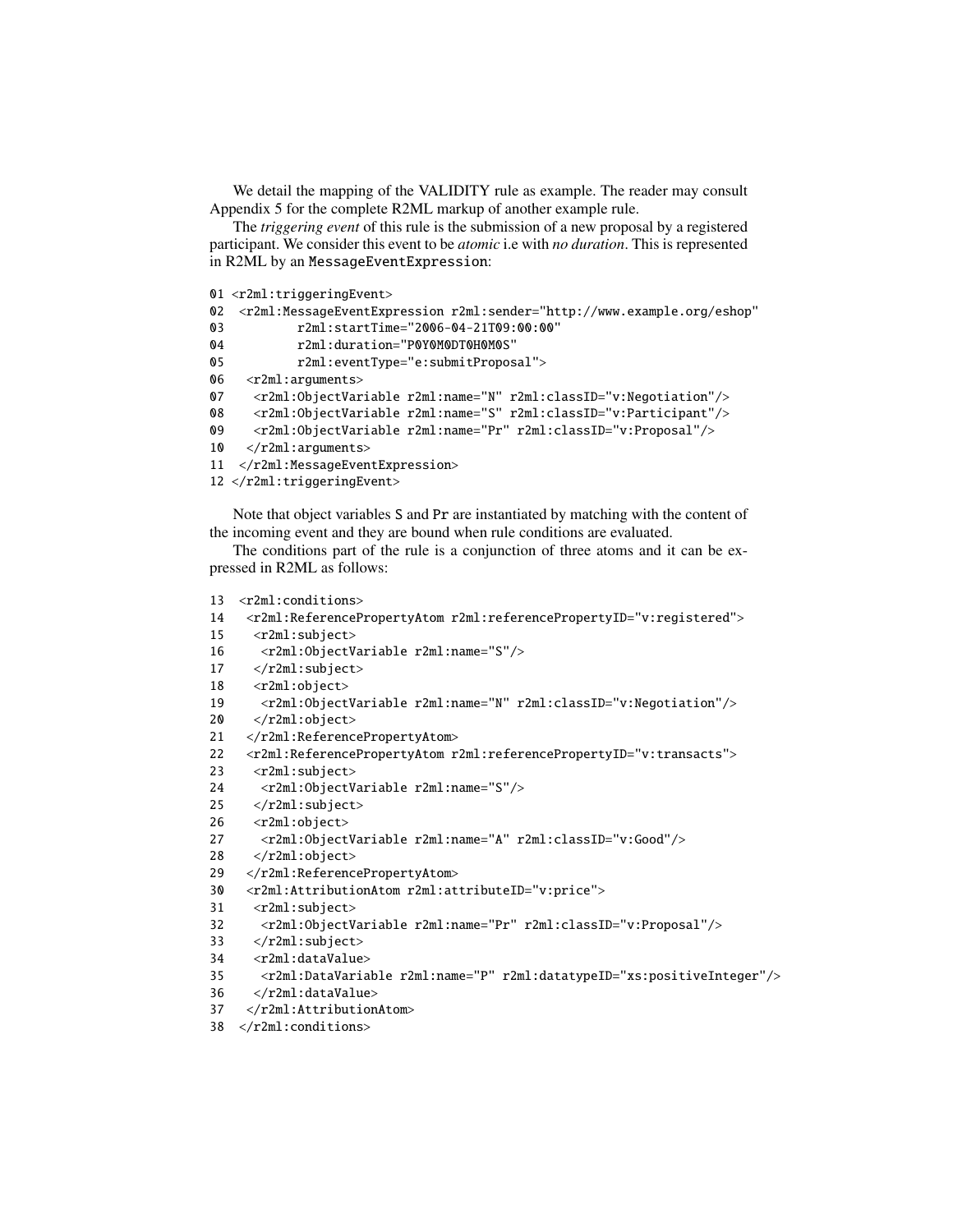We detail the mapping of the VALIDITY rule as example. The reader may consult Appendix 5 for the complete R2ML markup of another example rule.

The *triggering event* of this rule is the submission of a new proposal by a registered participant. We consider this event to be *atomic* i.e with *no duration*. This is represented in R2ML by an MessageEventExpression:

```
01 <r2ml:triggeringEvent>
02  <r2ml:MessageEventExpression r2ml:sender="http://www.example.org/eshop"
03          r2ml:startTime="2006-04-21T09:00:00"
04          r2ml:duration="P0Y0M0DT0H0M0S"
05          r2ml:eventType="e:submitProposal">
06   <r2ml:arguments>
07    <r2ml:ObjectVariable r2ml:name="N" r2ml:classID="v:Negotiation"/>
08    <r2ml:ObjectVariable r2ml:name="S" r2ml:classID="v:Participant"/>
09    <r2ml:ObjectVariable r2ml:name="Pr" r2ml:classID="v:Proposal"/>
10   </r2ml:arguments>
11  </r2ml:MessageEventExpression>
12 </r2ml:triggeringEvent>
```

Note that object variables S and Pr are instantiated by matching with the content of the incoming event and they are bound when rule conditions are evaluated.

The conditions part of the rule is a conjunction of three atoms and it can be expressed in R2ML as follows:

```
13  <r2ml:conditions>
14   <r2ml:ReferencePropertyAtom r2ml:referencePropertyID="v:registered">
15    <r2ml:subject>
16     <r2ml:ObjectVariable r2ml:name="S"/>
17    </r2ml:subject>
18    <r2ml:object>
19     <r2ml:ObjectVariable r2ml:name="N" r2ml:classID="v:Negotiation"/>
20    </r2ml:object>
21   </r2ml:ReferencePropertyAtom>
22   <r2ml:ReferencePropertyAtom r2ml:referencePropertyID="v:transacts">
23    <r2ml:subject>
24     <r2ml:ObjectVariable r2ml:name="S"/>
25    </r2ml:subject>
26    <r2ml:object>
27     <r2ml:ObjectVariable r2ml:name="A" r2ml:classID="v:Good"/>
28    </r2ml:object>
29   </r2ml:ReferencePropertyAtom>
30   <r2ml:AttributionAtom r2ml:attributeID="v:price">
31    <r2ml:subject>
32     <r2ml:ObjectVariable r2ml:name="Pr" r2ml:classID="v:Proposal"/>
33    </r2ml:subject>
34    <r2ml:dataValue>
35     <r2ml:DataVariable r2ml:name="P" r2ml:datatypeID="xs:positiveInteger"/>
36    </r2ml:dataValue>
37   </r2ml:AttributionAtom>
38  </r2ml:conditions>
```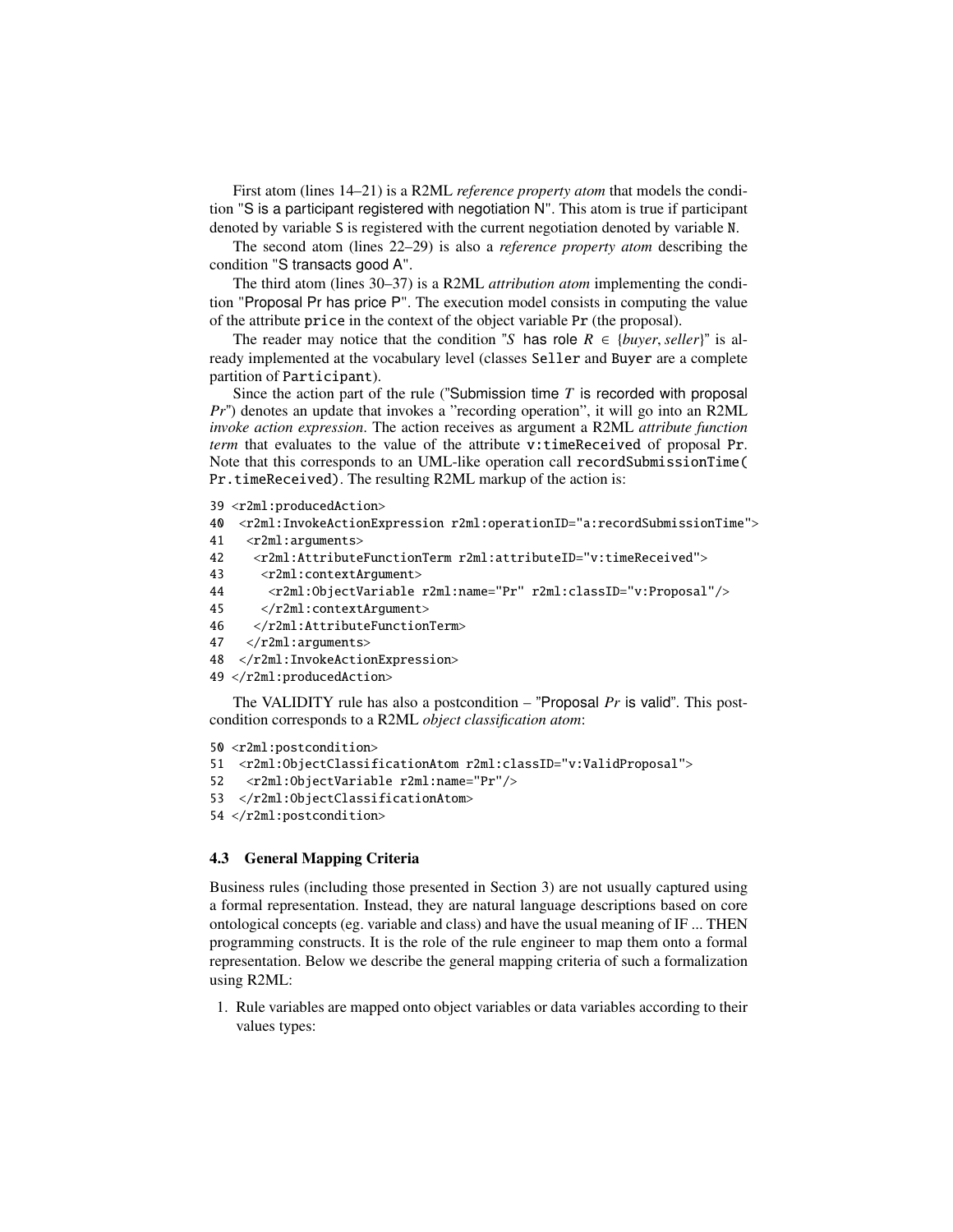First atom (lines 14–21) is a R2ML *reference property atom* that models the condition "S is a participant registered with negotiation N". This atom is true if participant denoted by variable S is registered with the current negotiation denoted by variable N.

The second atom (lines 22–29) is also a *reference property atom* describing the condition "S transacts good A".

The third atom (lines 30–37) is a R2ML *attribution atom* implementing the condition "Proposal Pr has price P". The execution model consists in computing the value of the attribute price in the context of the object variable Pr (the proposal).

The reader may notice that the condition "*S* has role $R \in \{buyer, seller\}$" is already implemented at the vocabulary level (classes Seller and Buyer are a complete partition of Participant).

Since the action part of the rule ("Submission time *T* is recorded with proposal *Pr*") denotes an update that invokes a "recording operation", it will go into an R2ML *invoke action expression*. The action receives as argument a R2ML *attribute function term* that evaluates to the value of the attribute v:timeReceived of proposal Pr. Note that this corresponds to an UML-like operation call recordSubmissionTime( Pr.timeReceived). The resulting R2ML markup of the action is:

```
39 <r2ml:producedAction>
40  <r2ml:InvokeActionExpression r2ml:operationID="a:recordSubmissionTime">
41   <r2ml:arguments>
42    <r2ml:AttributeFunctionTerm r2ml:attributeID="v:timeReceived">
43     <r2ml:contextArgument>
44      <r2ml:ObjectVariable r2ml:name="Pr" r2ml:classID="v:Proposal"/>
45     </r2ml:contextArgument>
46    </r2ml:AttributeFunctionTerm>
47   </r2ml:arguments>
48  </r2ml:InvokeActionExpression>
49 </r2ml:producedAction>
```

The VALIDITY rule has also a postcondition – "Proposal *Pr* is valid". This postcondition corresponds to a R2ML *object classification atom*:

```
50 <r2ml:postcondition>
51  <r2ml:ObjectClassificationAtom r2ml:classID="v:ValidProposal">
52   <r2ml:ObjectVariable r2ml:name="Pr"/>
53  </r2ml:ObjectClassificationAtom>
54 </r2ml:postcondition>
```

### 4.3 General Mapping Criteria

Business rules (including those presented in Section 3) are not usually captured using a formal representation. Instead, they are natural language descriptions based on core ontological concepts (eg. variable and class) and have the usual meaning of IF ... THEN programming constructs. It is the role of the rule engineer to map them onto a formal representation. Below we describe the general mapping criteria of such a formalization using R2ML:

1. Rule variables are mapped onto object variables or data variables according to their values types: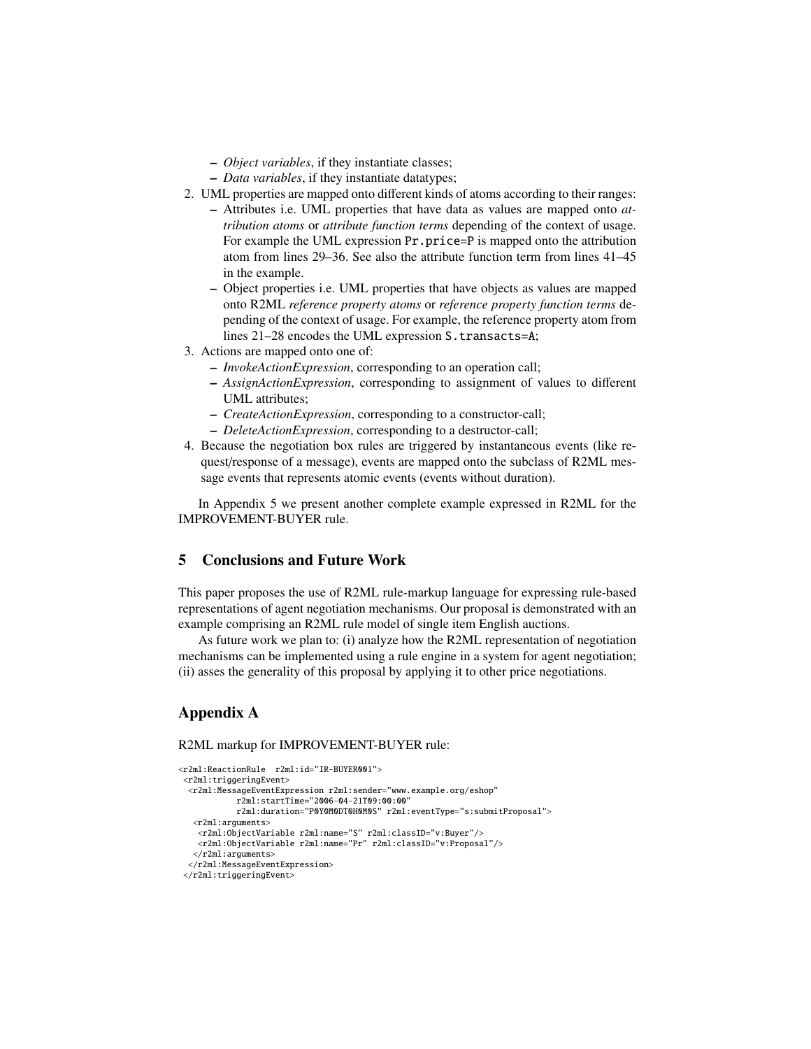- *Object variables*, if they instantiate classes;
   - *Data variables*, if they instantiate datatypes;
2. UML properties are mapped onto different kinds of atoms according to their ranges:
   - Attributes i.e. UML properties that have data as values are mapped onto *attribution atoms* or *attribute function terms* depending of the context of usage. For example the UML expression `Pr.price=P` is mapped onto the attribution atom from lines 29–36. See also the attribute function term from lines 41–45 in the example.
   - Object properties i.e. UML properties that have objects as values are mapped onto R2ML *reference property atoms* or *reference property function terms* depending of the context of usage. For example, the reference property atom from lines 21–28 encodes the UML expression `S.transacts=A`;
3. Actions are mapped onto one of:
   - *InvokeActionExpression*, corresponding to an operation call;
   - *AssignActionExpression*, corresponding to assignment of values to different UML attributes;
   - *CreateActionExpression*, corresponding to a constructor-call;
   - *DeleteActionExpression*, corresponding to a destructor-call;
4. Because the negotiation box rules are triggered by instantaneous events (like request/response of a message), events are mapped onto the subclass of R2ML message events that represents atomic events (events without duration).

In Appendix 5 we present another complete example expressed in R2ML for the IMPROVEMENT-BUYER rule.

## 5 Conclusions and Future Work

This paper proposes the use of R2ML rule-markup language for expressing rule-based representations of agent negotiation mechanisms. Our proposal is demonstrated with an example comprising an R2ML rule model of single item English auctions.

As future work we plan to: (i) analyze how the R2ML representation of negotiation mechanisms can be implemented using a rule engine in a system for agent negotiation; (ii) asses the generality of this proposal by applying it to other price negotiations.

## Appendix A

R2ML markup for IMPROVEMENT-BUYER rule:

```
<r2ml:ReactionRule  r2ml:id="IR-BUYER001">
 <r2ml:triggeringEvent>
  <r2ml:MessageEventExpression r2ml:sender="www.example.org/eshop"
           r2ml:startTime="2006-04-21T09:00:00"
           r2ml:duration="P0Y0M0DT0H0M0S" r2ml:eventType="s:submitProposal">
   <r2ml:arguments>
    <r2ml:ObjectVariable r2ml:name="S" r2ml:classID="v:Buyer"/>
    <r2ml:ObjectVariable r2ml:name="Pr" r2ml:classID="v:Proposal"/>
   </r2ml:arguments>
  </r2ml:MessageEventExpression>
 </r2ml:triggeringEvent>
```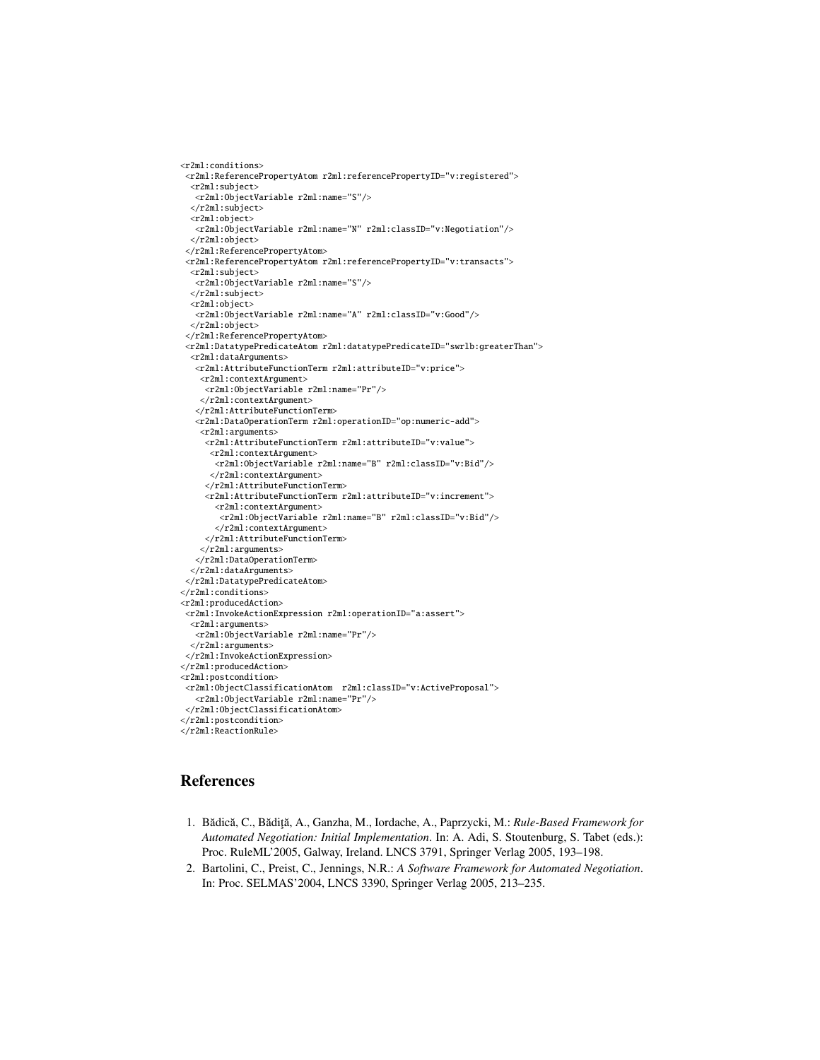```
<r2ml:conditions>
 <r2ml:ReferencePropertyAtom r2ml:referencePropertyID="v:registered">
  <r2ml:subject>
   <r2ml:ObjectVariable r2ml:name="S"/>
  </r2ml:subject>
  <r2ml:object>
   <r2ml:ObjectVariable r2ml:name="N" r2ml:classID="v:Negotiation"/>
  </r2ml:object>
 </r2ml:ReferencePropertyAtom>
 <r2ml:ReferencePropertyAtom r2ml:referencePropertyID="v:transacts">
  <r2ml:subject>
   <r2ml:ObjectVariable r2ml:name="S"/>
  </r2ml:subject>
  <r2ml:object>
   <r2ml:ObjectVariable r2ml:name="A" r2ml:classID="v:Good"/>
  </r2ml:object>
 </r2ml:ReferencePropertyAtom>
 <r2ml:DatatypePredicateAtom r2ml:datatypePredicateID="swrlb:greaterThan">
  <r2ml:dataArguments>
   <r2ml:AttributeFunctionTerm r2ml:attributeID="v:price">
    <r2ml:contextArgument>
     <r2ml:ObjectVariable r2ml:name="Pr"/>
    </r2ml:contextArgument>
   </r2ml:AttributeFunctionTerm>
   <r2ml:DataOperationTerm r2ml:operationID="op:numeric-add">
    <r2ml:arguments>
     <r2ml:AttributeFunctionTerm r2ml:attributeID="v:value">
      <r2ml:contextArgument>
       <r2ml:ObjectVariable r2ml:name="B" r2ml:classID="v:Bid"/>
      </r2ml:contextArgument>
     </r2ml:AttributeFunctionTerm>
     <r2ml:AttributeFunctionTerm r2ml:attributeID="v:increment">
       <r2ml:contextArgument>
        <r2ml:ObjectVariable r2ml:name="B" r2ml:classID="v:Bid"/>
       </r2ml:contextArgument>
     </r2ml:AttributeFunctionTerm>
    </r2ml:arguments>
   </r2ml:DataOperationTerm>
  </r2ml:dataArguments>
 </r2ml:DatatypePredicateAtom>
</r2ml:conditions>
<r2ml:producedAction>
 <r2ml:InvokeActionExpression r2ml:operationID="a:assert">
  <r2ml:arguments>
   <r2ml:ObjectVariable r2ml:name="Pr"/>
  </r2ml:arguments>
 </r2ml:InvokeActionExpression>
</r2ml:producedAction>
<r2ml:postcondition>
 <r2ml:ObjectClassificationAtom  r2ml:classID="v:ActiveProposal">
   <r2ml:ObjectVariable r2ml:name="Pr"/>
 </r2ml:ObjectClassificationAtom>
</r2ml:postcondition>
</r2ml:ReactionRule>
```

## References

1. Bădică, C., Bădiţă, A., Ganzha, M., Iordache, A., Paprzycki, M.: *Rule-Based Framework for Automated Negotiation: Initial Implementation*. In: A. Adi, S. Stoutenburg, S. Tabet (eds.): Proc. RuleML'2005, Galway, Ireland. LNCS 3791, Springer Verlag 2005, 193–198.
2. Bartolini, C., Preist, C., Jennings, N.R.: *A Software Framework for Automated Negotiation*. In: Proc. SELMAS'2004, LNCS 3390, Springer Verlag 2005, 213–235.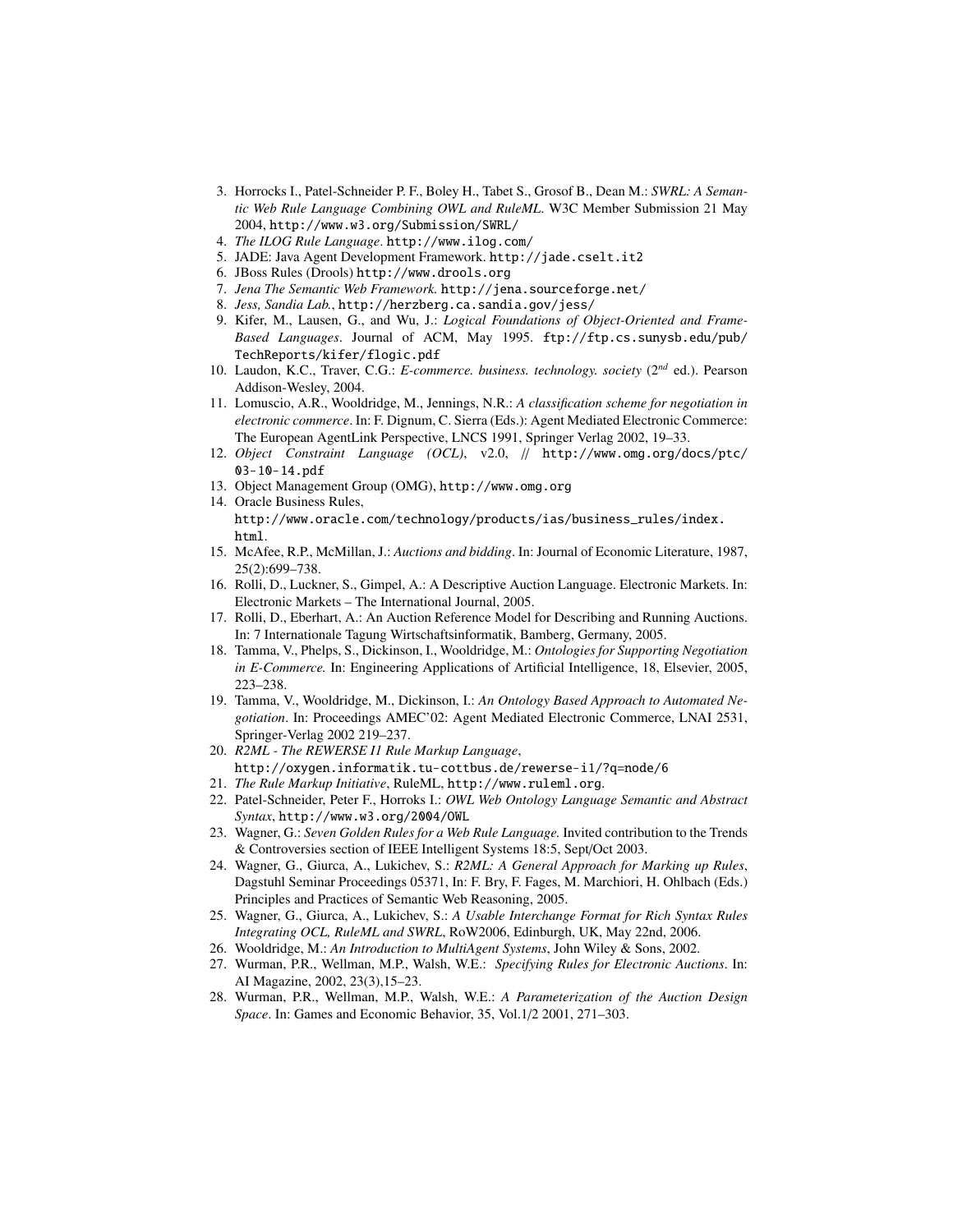3. Horrocks I., Patel-Schneider P. F., Boley H., Tabet S., Grosof B., Dean M.: *SWRL: A Semantic Web Rule Language Combining OWL and RuleML*. W3C Member Submission 21 May 2004, http://www.w3.org/Submission/SWRL/
4. *The ILOG Rule Language*. http://www.ilog.com/
5. JADE: Java Agent Development Framework. http://jade.cselt.it2
6. JBoss Rules (Drools) http://www.drools.org
7. *Jena The Semantic Web Framework*. http://jena.sourceforge.net/
8. *Jess, Sandia Lab.*, http://herzberg.ca.sandia.gov/jess/
9. Kifer, M., Lausen, G., and Wu, J.: *Logical Foundations of Object-Oriented and Frame-Based Languages*. Journal of ACM, May 1995. ftp://ftp.cs.sunysb.edu/pub/TechReports/kifer/flogic.pdf
10. Laudon, K.C., Traver, C.G.: *E-commerce. business. technology. society* ($2^{nd}$ ed.). Pearson Addison-Wesley, 2004.
11. Lomuscio, A.R., Wooldridge, M., Jennings, N.R.: *A classification scheme for negotiation in electronic commerce*. In: F. Dignum, C. Sierra (Eds.): Agent Mediated Electronic Commerce: The European AgentLink Perspective, LNCS 1991, Springer Verlag 2002, 19–33.
12. *Object Constraint Language (OCL)*, v2.0, // http://www.omg.org/docs/ptc/03-10-14.pdf
13. Object Management Group (OMG), http://www.omg.org
14. Oracle Business Rules, http://www.oracle.com/technology/products/ias/business_rules/index.html.
15. McAfee, R.P., McMillan, J.: *Auctions and bidding*. In: Journal of Economic Literature, 1987, 25(2):699–738.
16. Rolli, D., Luckner, S., Gimpel, A.: A Descriptive Auction Language. Electronic Markets. In: Electronic Markets – The International Journal, 2005.
17. Rolli, D., Eberhart, A.: An Auction Reference Model for Describing and Running Auctions. In: 7 Internationale Tagung Wirtschaftsinformatik, Bamberg, Germany, 2005.
18. Tamma, V., Phelps, S., Dickinson, I., Wooldridge, M.: *Ontologies for Supporting Negotiation in E-Commerce.* In: Engineering Applications of Artificial Intelligence, 18, Elsevier, 2005, 223–238.
19. Tamma, V., Wooldridge, M., Dickinson, I.: *An Ontology Based Approach to Automated Negotiation*. In: Proceedings AMEC'02: Agent Mediated Electronic Commerce, LNAI 2531, Springer-Verlag 2002 219–237.
20. *R2ML - The REWERSE I1 Rule Markup Language*, http://oxygen.informatik.tu-cottbus.de/rewerse-i1/?q=node/6
21. *The Rule Markup Initiative*, RuleML, http://www.ruleml.org.
22. Patel-Schneider, Peter F., Horroks I.: *OWL Web Ontology Language Semantic and Abstract Syntax*, http://www.w3.org/2004/OWL
23. Wagner, G.: *Seven Golden Rules for a Web Rule Language.* Invited contribution to the Trends & Controversies section of IEEE Intelligent Systems 18:5, Sept/Oct 2003.
24. Wagner, G., Giurca, A., Lukichev, S.: *R2ML: A General Approach for Marking up Rules*, Dagstuhl Seminar Proceedings 05371, In: F. Bry, F. Fages, M. Marchiori, H. Ohlbach (Eds.) Principles and Practices of Semantic Web Reasoning, 2005.
25. Wagner, G., Giurca, A., Lukichev, S.: *A Usable Interchange Format for Rich Syntax Rules Integrating OCL, RuleML and SWRL*, RoW2006, Edinburgh, UK, May 22nd, 2006.
26. Wooldridge, M.: *An Introduction to MultiAgent Systems*, John Wiley & Sons, 2002.
27. Wurman, P.R., Wellman, M.P., Walsh, W.E.: *Specifying Rules for Electronic Auctions*. In: AI Magazine, 2002, 23(3),15–23.
28. Wurman, P.R., Wellman, M.P., Walsh, W.E.: *A Parameterization of the Auction Design Space*. In: Games and Economic Behavior, 35, Vol.1/2 2001, 271–303.